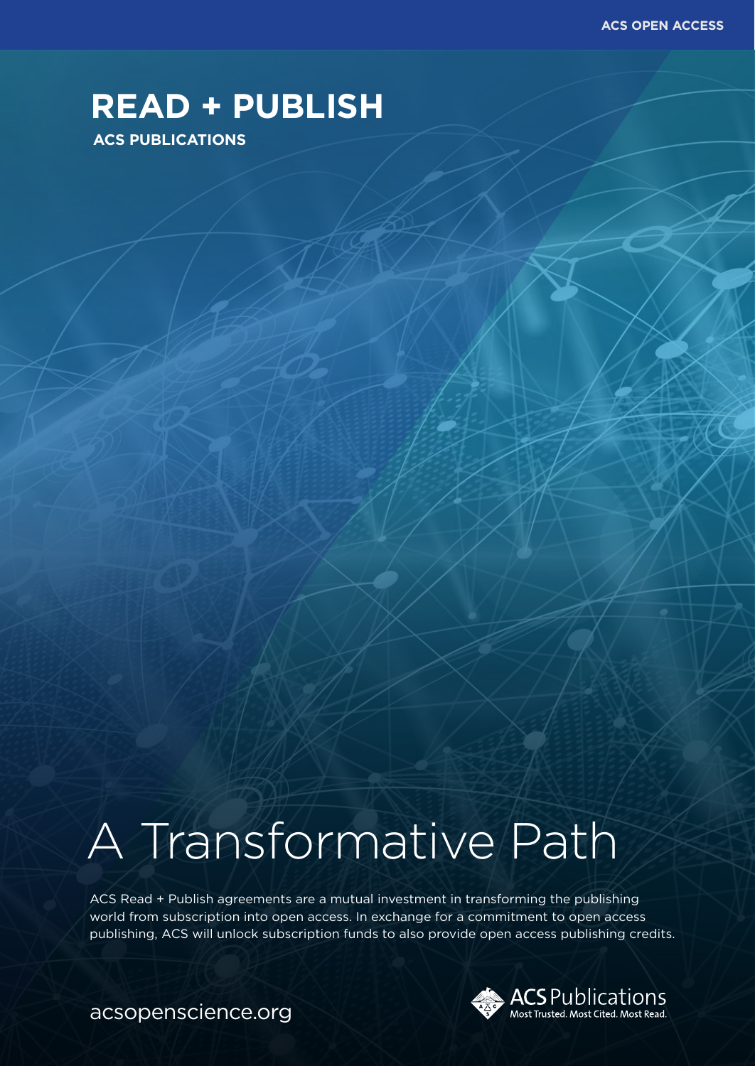ACS OPEN ACCESS

# READ + PUBLISH

**ACS PUBLICATIONS**

## A Transformative Path

ACS Read + Publish agreements are a mutual investment in transforming the publishing world from subscription into open access. In exchange for a commitment to open access publishing, ACS will unlock subscription funds to also provide open access publishing credits.

acsopenscience.org

ACS Publications
Most Trusted. Most Cited. Most Read.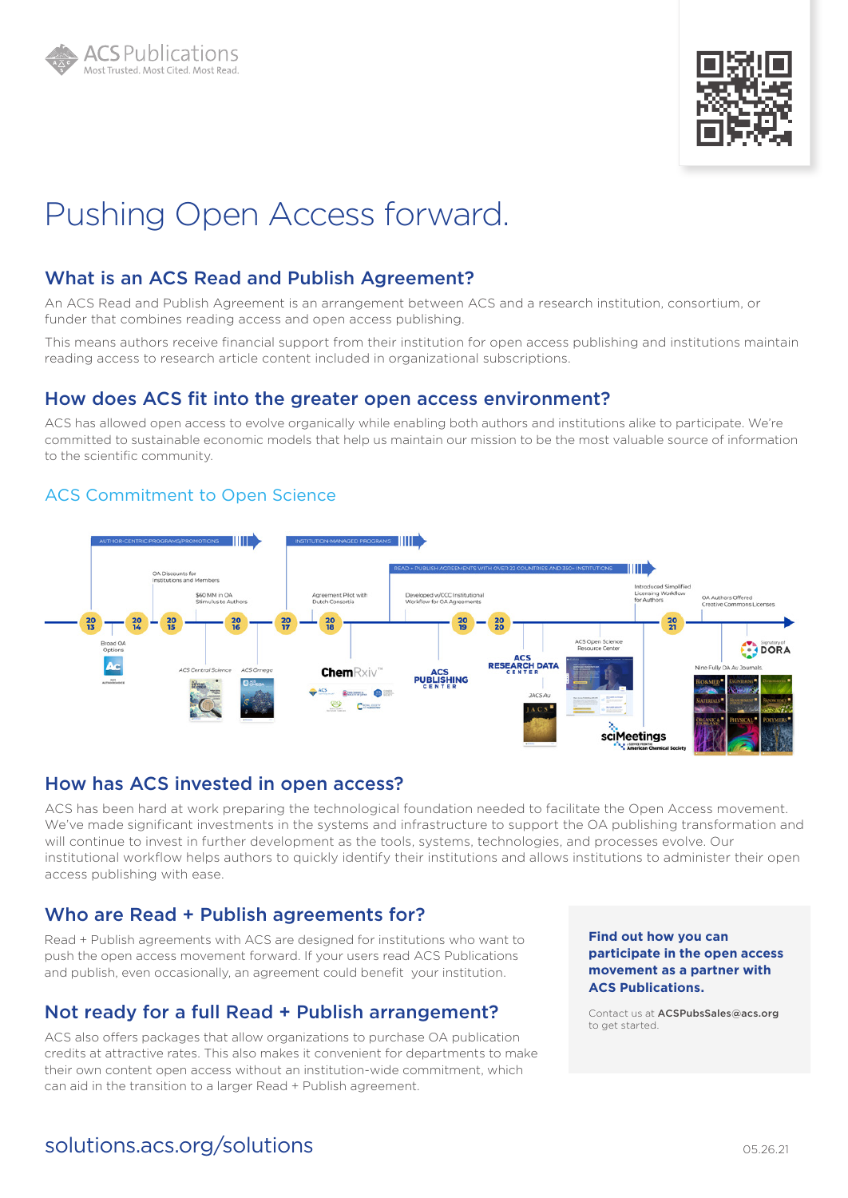ACS Publications
Most Trusted. Most Cited. Most Read.

# Pushing Open Access forward.

## What is an ACS Read and Publish Agreement?

An ACS Read and Publish Agreement is an arrangement between ACS and a research institution, consortium, or funder that combines reading access and open access publishing.

This means authors receive financial support from their institution for open access publishing and institutions maintain reading access to research article content included in organizational subscriptions.

## How does ACS fit into the greater open access environment?

ACS has allowed open access to evolve organically while enabling both authors and institutions alike to participate. We're committed to sustainable economic models that help us maintain our mission to be the most valuable source of information to the scientific community.

### ACS Commitment to Open Science

AUTHOR-CENTRIC PROGRAMS/PROMOTIONS

INSTITUTION-MANAGED PROGRAMS

READ + PUBLISH AGREEMENTS WITH OVER 22 COUNTRIES AND 350+ INSTITUTIONS

2013 2014 2015 2016 2017 2018 2019 2020 2021

Broad OA Options

OA Discounts for Institutions and Members

$60 MM in OA Stimulus to Authors

ACS Central Science

ACS Omega

Agreement Pilot with Dutch Consortia

ChemRxiv

ACS Publishing Center

Developed w/CCC Institutional Workflow for OA Agreements

ACS Research Data Center

JACS Au

ACS Open Science Resource Center

Introduced Simplified Licensing Workflow for Authors

sciMeetings

OA Authors Offered Creative Commons Licenses

Signatory of DORA

Nine Fully OA Au Journals

## How has ACS invested in open access?

ACS has been hard at work preparing the technological foundation needed to facilitate the Open Access movement. We've made significant investments in the systems and infrastructure to support the OA publishing transformation and will continue to invest in further development as the tools, systems, technologies, and processes evolve. Our institutional workflow helps authors to quickly identify their institutions and allows institutions to administer their open access publishing with ease.

## Who are Read + Publish agreements for?

Read + Publish agreements with ACS are designed for institutions who want to push the open access movement forward. If your users read ACS Publications and publish, even occasionally, an agreement could benefit your institution.

## Not ready for a full Read + Publish arrangement?

ACS also offers packages that allow organizations to purchase OA publication credits at attractive rates. This also makes it convenient for departments to make their own content open access without an institution-wide commitment, which can aid in the transition to a larger Read + Publish agreement.

**Find out how you can participate in the open access movement as a partner with ACS Publications.**

Contact us at **ACSPubsSales@acs.org** to get started.

solutions.acs.org/solutions

05.26.21